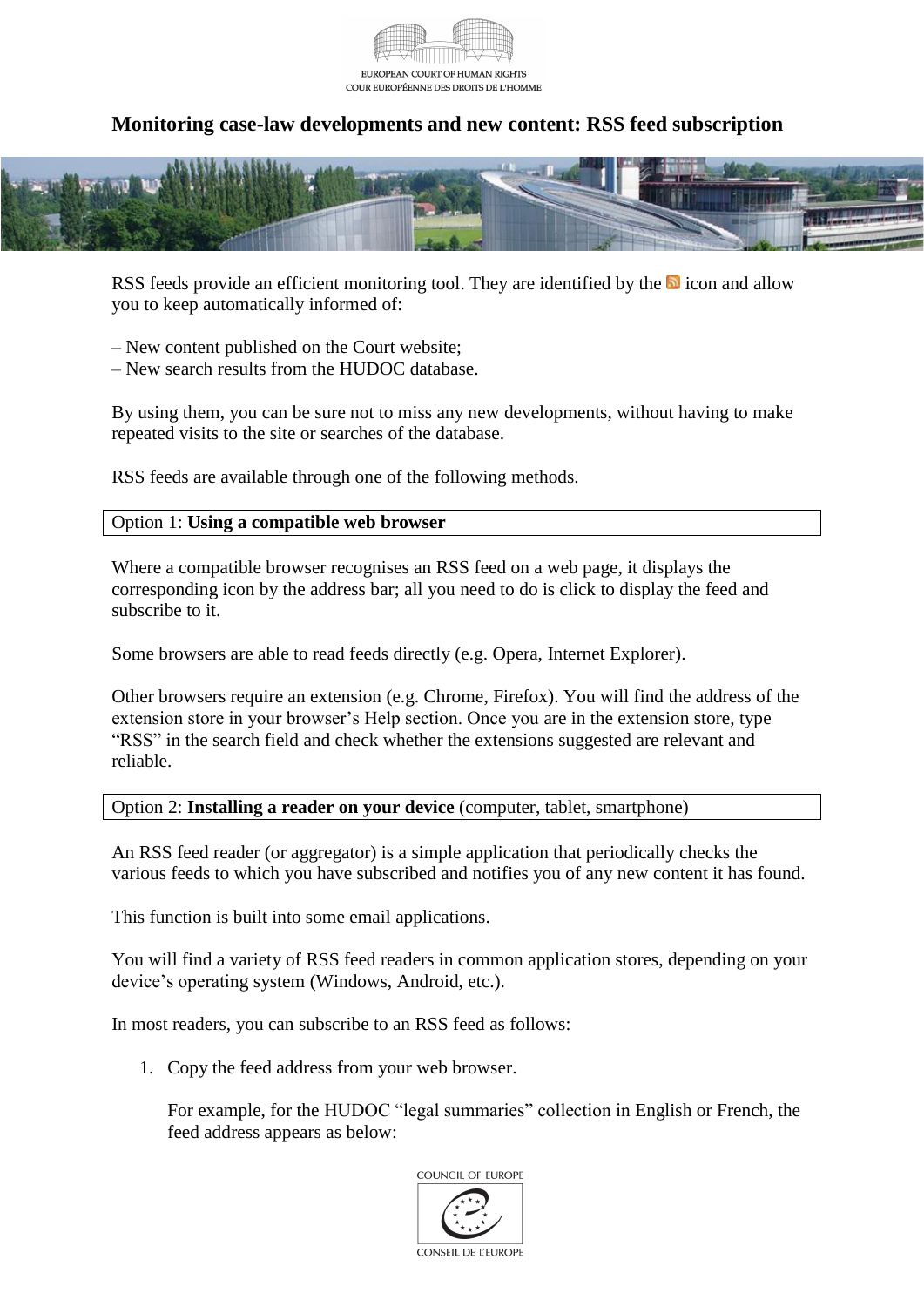EUROPEAN COURT OF HUMAN RIGHTS
COUR EUROPÉENNE DES DROITS DE L'HOMME

# Monitoring case-law developments and new content: RSS feed subscription

RSS feeds provide an efficient monitoring tool. They are identified by the icon and allow you to keep automatically informed of:

– New content published on the Court website;
– New search results from the HUDOC database.

By using them, you can be sure not to miss any new developments, without having to make repeated visits to the site or searches of the database.

RSS feeds are available through one of the following methods.

## Option 1: **Using a compatible web browser**

Where a compatible browser recognises an RSS feed on a web page, it displays the corresponding icon by the address bar; all you need to do is click to display the feed and subscribe to it.

Some browsers are able to read feeds directly (e.g. Opera, Internet Explorer).

Other browsers require an extension (e.g. Chrome, Firefox). You will find the address of the extension store in your browser's Help section. Once you are in the extension store, type "RSS" in the search field and check whether the extensions suggested are relevant and reliable.

## Option 2: **Installing a reader on your device** (computer, tablet, smartphone)

An RSS feed reader (or aggregator) is a simple application that periodically checks the various feeds to which you have subscribed and notifies you of any new content it has found.

This function is built into some email applications.

You will find a variety of RSS feed readers in common application stores, depending on your device's operating system (Windows, Android, etc.).

In most readers, you can subscribe to an RSS feed as follows:

1. Copy the feed address from your web browser.

   For example, for the HUDOC "legal summaries" collection in English or French, the feed address appears as below:

COUNCIL OF EUROPE
CONSEIL DE L'EUROPE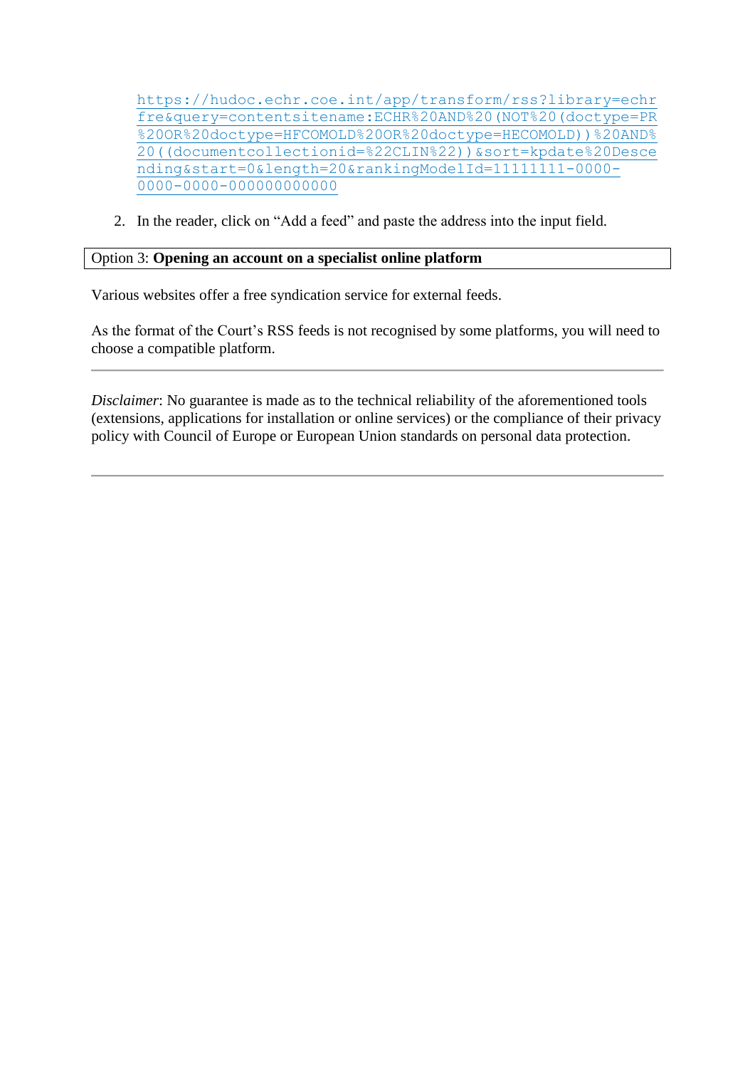https://hudoc.echr.coe.int/app/transform/rss?library=echrfre&query=contentsitename:ECHR%20AND%20(NOT%20(doctype=PR%20OR%20doctype=HFCOMOLD%20OR%20doctype=HECOMOLD))%20AND%20((documentcollectionid=%22CLIN%22))&sort=kpdate%20Descending&start=0&length=20&rankingModelId=11111111-0000-0000-0000-000000000000

2. In the reader, click on "Add a feed" and paste the address into the input field.

Option 3: **Opening an account on a specialist online platform**

Various websites offer a free syndication service for external feeds.

As the format of the Court's RSS feeds is not recognised by some platforms, you will need to choose a compatible platform.

---

*Disclaimer*: No guarantee is made as to the technical reliability of the aforementioned tools (extensions, applications for installation or online services) or the compliance of their privacy policy with Council of Europe or European Union standards on personal data protection.

---